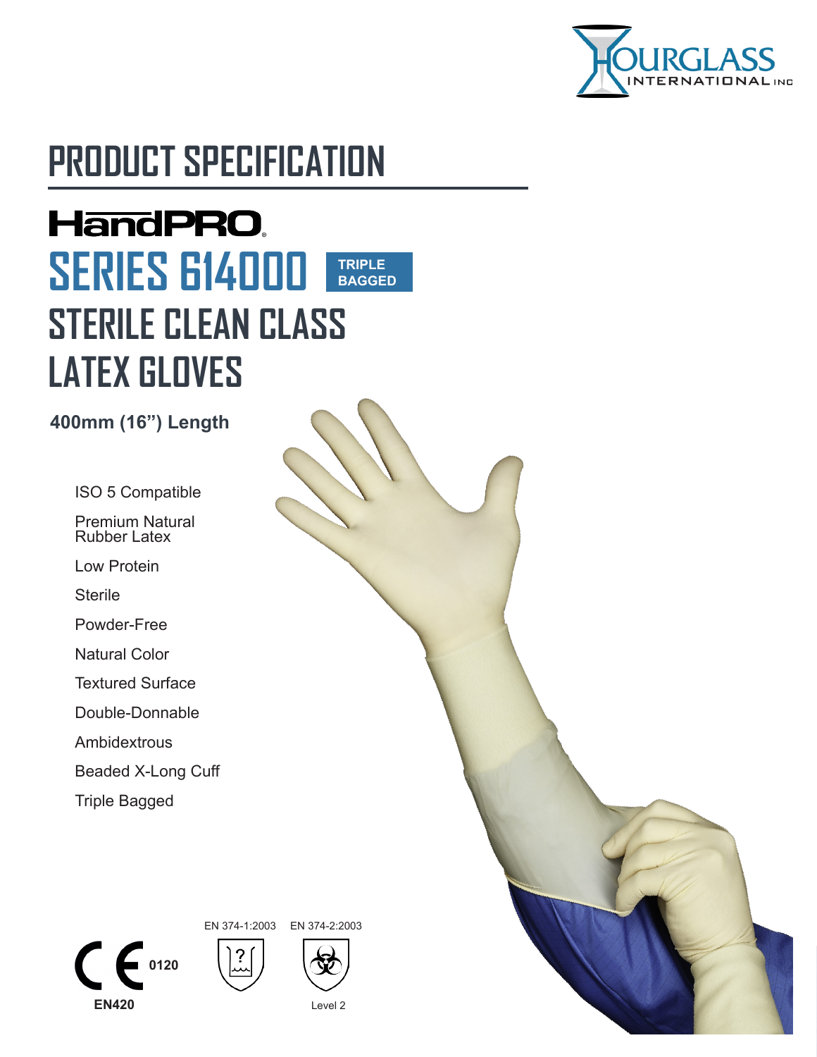HOURGLASS INTERNATIONAL INC

# PRODUCT SPECIFICATION

## HandPRO®

## SERIES 614000 TRIPLE BAGGED

## STERILE CLEAN CLASS LATEX GLOVES

**400mm (16") Length**

- ISO 5 Compatible
- Premium Natural Rubber Latex
- Low Protein
- Sterile
- Powder-Free
- Natural Color
- Textured Surface
- Double-Donnable
- Ambidextrous
- Beaded X-Long Cuff
- Triple Bagged

CE 0120

**EN420**

EN 374-1:2003

EN 374-2:2003

Level 2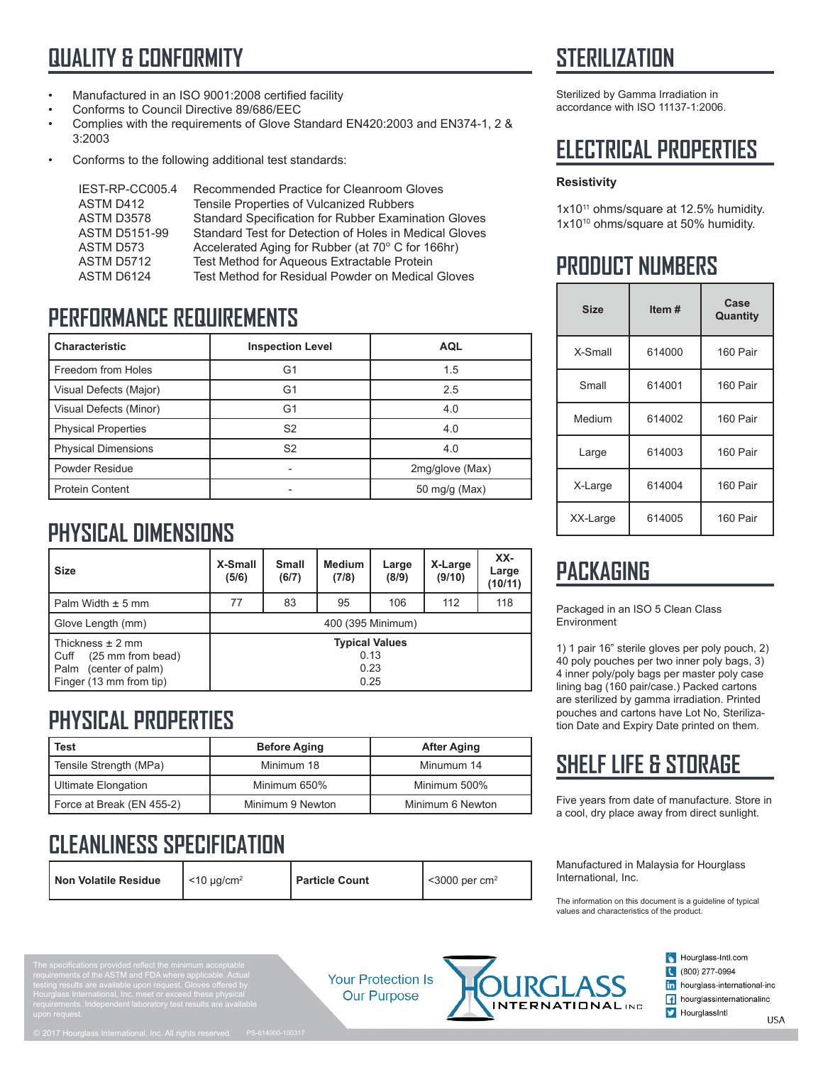## QUALITY & CONFORMITY

- Manufactured in an ISO 9001:2008 certified facility
- Conforms to Council Directive 89/686/EEC
- Complies with the requirements of Glove Standard EN420:2003 and EN374-1, 2 & 3:2003
- Conforms to the following additional test standards:

| | |
|---|---|
| IEST-RP-CC005.4 | Recommended Practice for Cleanroom Gloves |
| ASTM D412 | Tensile Properties of Vulcanized Rubbers |
| ASTM D3578 | Standard Specification for Rubber Examination Gloves |
| ASTM D5151-99 | Standard Test for Detection of Holes in Medical Gloves |
| ASTM D573 | Accelerated Aging for Rubber (at 70° C for 166hr) |
| ASTM D5712 | Test Method for Aqueous Extractable Protein |
| ASTM D6124 | Test Method for Residual Powder on Medical Gloves |

## PERFORMANCE REQUIREMENTS

| Characteristic | Inspection Level | AQL |
|---|---|---|
| Freedom from Holes | G1 | 1.5 |
| Visual Defects (Major) | G1 | 2.5 |
| Visual Defects (Minor) | G1 | 4.0 |
| Physical Properties | S2 | 4.0 |
| Physical Dimensions | S2 | 4.0 |
| Powder Residue | - | 2mg/glove (Max) |
| Protein Content | - | 50 mg/g (Max) |

## PHYSICAL DIMENSIONS

| Size | X-Small (5/6) | Small (6/7) | Medium (7/8) | Large (8/9) | X-Large (9/10) | XX-Large (10/11) |
|---|---|---|---|---|---|---|
| Palm Width ± 5 mm | 77 | 83 | 95 | 106 | 112 | 118 |
| Glove Length (mm) | 400 (395 Minimum) | | | | | |
| Thickness ± 2 mm | **Typical Values** | | | | | |
| Cuff (25 mm from bead) | 0.13 | | | | | |
| Palm (center of palm) | 0.23 | | | | | |
| Finger (13 mm from tip) | 0.25 | | | | | |

## PHYSICAL PROPERTIES

| Test | Before Aging | After Aging |
|---|---|---|
| Tensile Strength (MPa) | Minimum 18 | Minumum 14 |
| Ultimate Elongation | Minimum 650% | Minimum 500% |
| Force at Break (EN 455-2) | Minimum 9 Newton | Minimum 6 Newton |

## CLEANLINESS SPECIFICATION

| | | | |
|---|---|---|---|
| **Non Volatile Residue** | <10 µg/cm$^2$ | **Particle Count** | <3000 per cm$^2$ |

## STERILIZATION

Sterilized by Gamma Irradiation in accordance with ISO 11137-1:2006.

## ELECTRICAL PROPERTIES

**Resistivity**

$1x10^{11}$ ohms/square at 12.5% humidity.
$1x10^{10}$ ohms/square at 50% humidity.

## PRODUCT NUMBERS

| Size | Item # | Case Quantity |
|---|---|---|
| X-Small | 614000 | 160 Pair |
| Small | 614001 | 160 Pair |
| Medium | 614002 | 160 Pair |
| Large | 614003 | 160 Pair |
| X-Large | 614004 | 160 Pair |
| XX-Large | 614005 | 160 Pair |

## PACKAGING

Packaged in an ISO 5 Clean Class Environment

1) 1 pair 16" sterile gloves per poly pouch, 2) 40 poly pouches per two inner poly bags, 3) 4 inner poly/poly bags per master poly case lining bag (160 pair/case.) Packed cartons are sterilized by gamma irradiation. Printed pouches and cartons have Lot No, Sterilization Date and Expiry Date printed on them.

## SHELF LIFE & STORAGE

Five years from date of manufacture. Store in a cool, dry place away from direct sunlight.

Manufactured in Malaysia for Hourglass International, Inc.

The information on this document is a guideline of typical values and characteristics of the product.

The specifications provided reflect the minimum acceptable requirements of the ASTM and FDA where applicable. Actual testing results are available upon request. Gloves offered by Hourglass International, Inc. meet or exceed these physical requirements. Independent laboratory test results are available upon request.

© 2017 Hourglass International, Inc. All rights reserved. PS-614000-100317

Your Protection Is Our Purpose

HOURGLASS INTERNATIONAL INC

Hourglass-Intl.com
(800) 277-0994
hourglass-international-inc
hourglassinternationalinc
HourglassIntl
USA